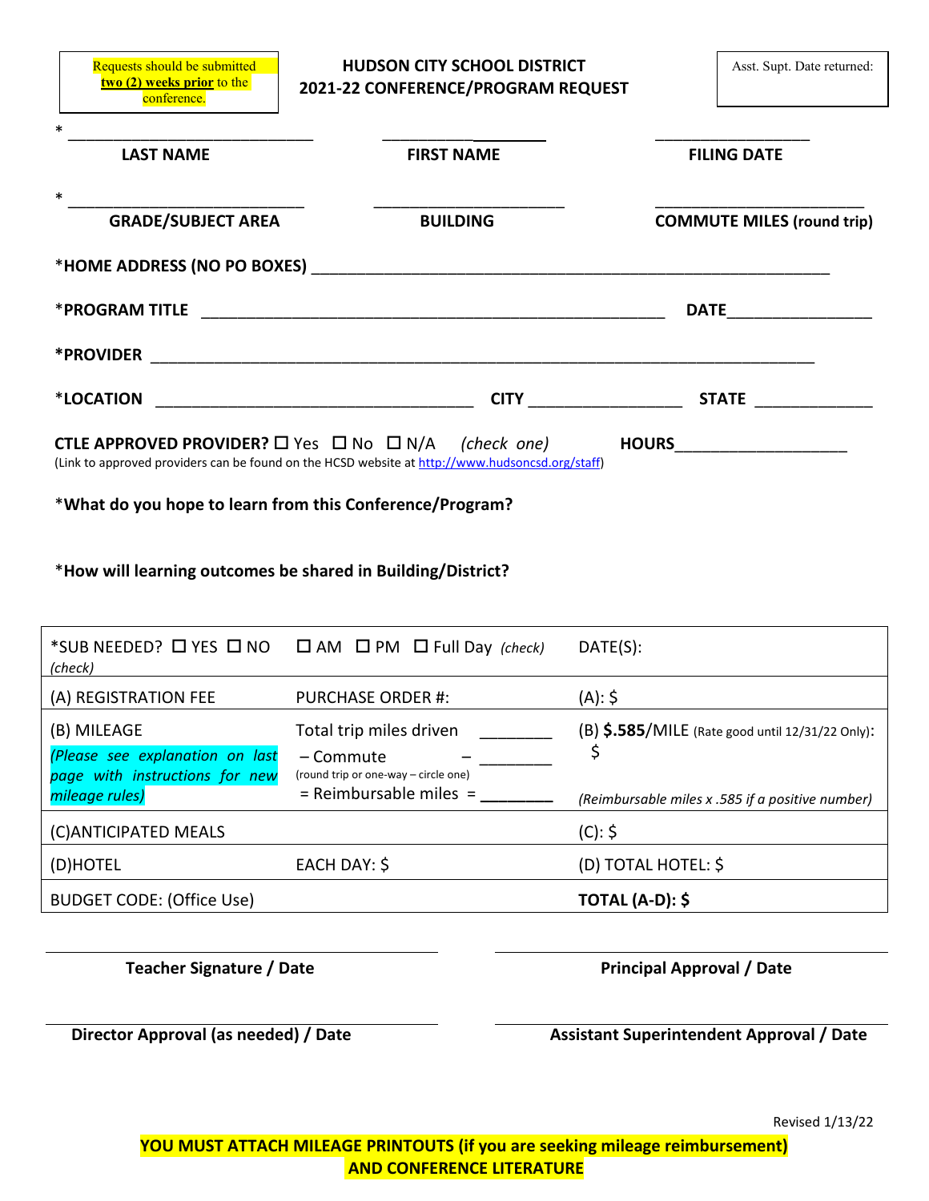Requests should be submitted **two (2) weeks prior** to the conference.

# HUDSON CITY SCHOOL DISTRICT
## 2021-22 CONFERENCE/PROGRAM REQUEST

Asst. Supt. Date returned:

\* ____________________________ ________________ ________________

**LAST NAME** **FIRST NAME** **FILING DATE**

\* ____________________________ ____________________ ____________________

**GRADE/SUBJECT AREA** **BUILDING** **COMMUTE MILES (round trip)**

**\*HOME ADDRESS (NO PO BOXES)** ________________________________________________

**\*PROGRAM TITLE** ________________________________________ **DATE**______________

**\*PROVIDER** ________________________________________________________________

**\*LOCATION** ______________________________ **CITY** ______________ **STATE** ____________

**CTLE APPROVED PROVIDER?** ☐ Yes ☐ No ☐ N/A *(check one)* **HOURS**__________________

(Link to approved providers can be found on the HCSD website at http://www.hudsoncsd.org/staff)

\***What do you hope to learn from this Conference/Program?**

\***How will learning outcomes be shared in Building/District?**

| \*SUB NEEDED? ☐ YES ☐ NO *(check)* | ☐ AM ☐ PM ☐ Full Day *(check)* | DATE(S): |
|---|---|---|
| (A) REGISTRATION FEE | PURCHASE ORDER #: | (A): $ |
| (B) MILEAGE *(Please see explanation on last page with instructions for new mileage rules)* | Total trip miles driven ________ – Commute – ________ (round trip or one-way – circle one) = Reimbursable miles = ________ | (B) **$.585**/MILE (Rate good until 12/31/22 Only): $ *(Reimbursable miles x .585 if a positive number)* |
| (C)ANTICIPATED MEALS | | (C): $ |
| (D)HOTEL | EACH DAY: $ | (D) TOTAL HOTEL: $ |
| BUDGET CODE: (Office Use) | | **TOTAL (A-D): $** |

________________________________ ________________________________

**Teacher Signature / Date** **Principal Approval / Date**

________________________________ ________________________________

**Director Approval (as needed) / Date** **Assistant Superintendent Approval / Date**

Revised 1/13/22

**YOU MUST ATTACH MILEAGE PRINTOUTS (if you are seeking mileage reimbursement) AND CONFERENCE LITERATURE**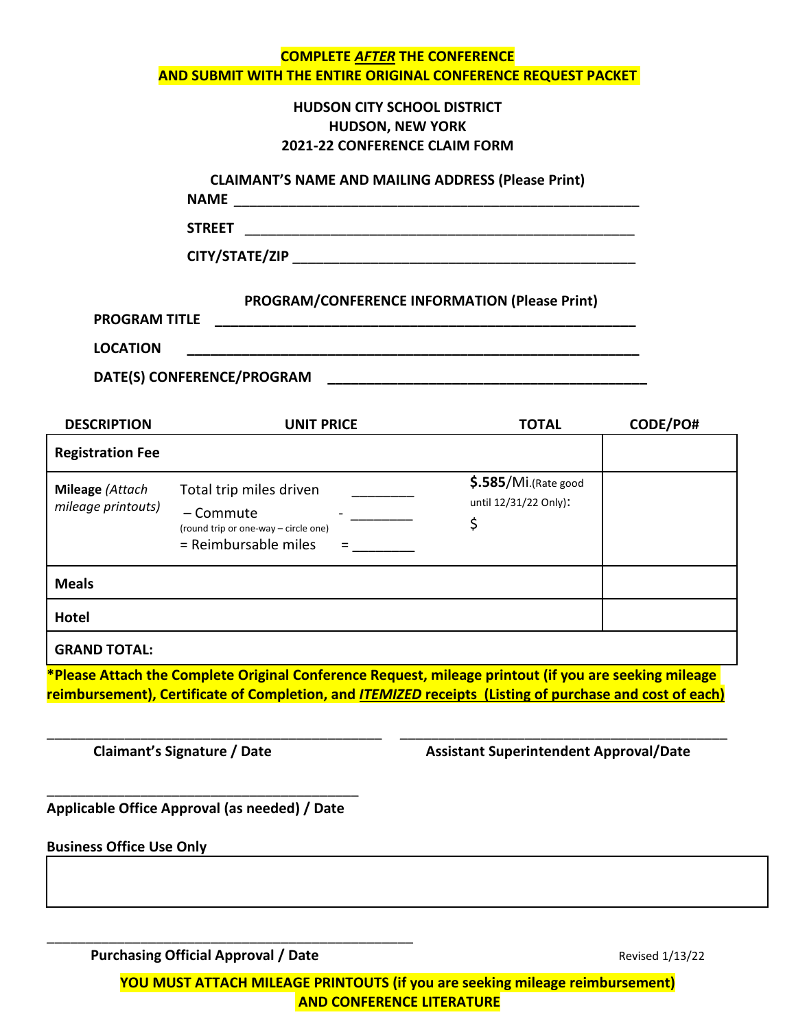**COMPLETE *AFTER* THE CONFERENCE**
**AND SUBMIT WITH THE ENTIRE ORIGINAL CONFERENCE REQUEST PACKET**

**HUDSON CITY SCHOOL DISTRICT**
**HUDSON, NEW YORK**
**2021-22 CONFERENCE CLAIM FORM**

**CLAIMANT'S NAME AND MAILING ADDRESS (Please Print)**

**NAME** ______________________________________________________

**STREET** ____________________________________________________

**CITY/STATE/ZIP** _____________________________________________

**PROGRAM/CONFERENCE INFORMATION (Please Print)**

**PROGRAM TITLE** _____________________________________________

**LOCATION** __________________________________________________

**DATE(S) CONFERENCE/PROGRAM** _______________________________

| DESCRIPTION | UNIT PRICE | TOTAL | CODE/PO# |
|---|---|---|---|
| **Registration Fee** | | | |
| **Mileage** *(Attach mileage printouts)* | Total trip miles driven ________<br>– Commute - ________<br>(round trip or one-way – circle one)<br>= Reimbursable miles = ________ | **$.585**/Mi.(Rate good until 12/31/22 Only):<br>$ | |
| **Meals** | | | |
| **Hotel** | | | |
| **GRAND TOTAL:** | | | |

**\*Please Attach the Complete Original Conference Request, mileage printout (if you are seeking mileage reimbursement), Certificate of Completion, and *ITEMIZED* receipts (Listing of purchase and cost of each)**

_____________________________________ **Claimant's Signature / Date**

_____________________________________ **Assistant Superintendent Approval/Date**

_____________________________________ **Applicable Office Approval (as needed) / Date**

**Business Office Use Only**

| |
|---|
| |

_____________________________________ **Purchasing Official Approval / Date**

Revised 1/13/22

**YOU MUST ATTACH MILEAGE PRINTOUTS (if you are seeking mileage reimbursement) AND CONFERENCE LITERATURE**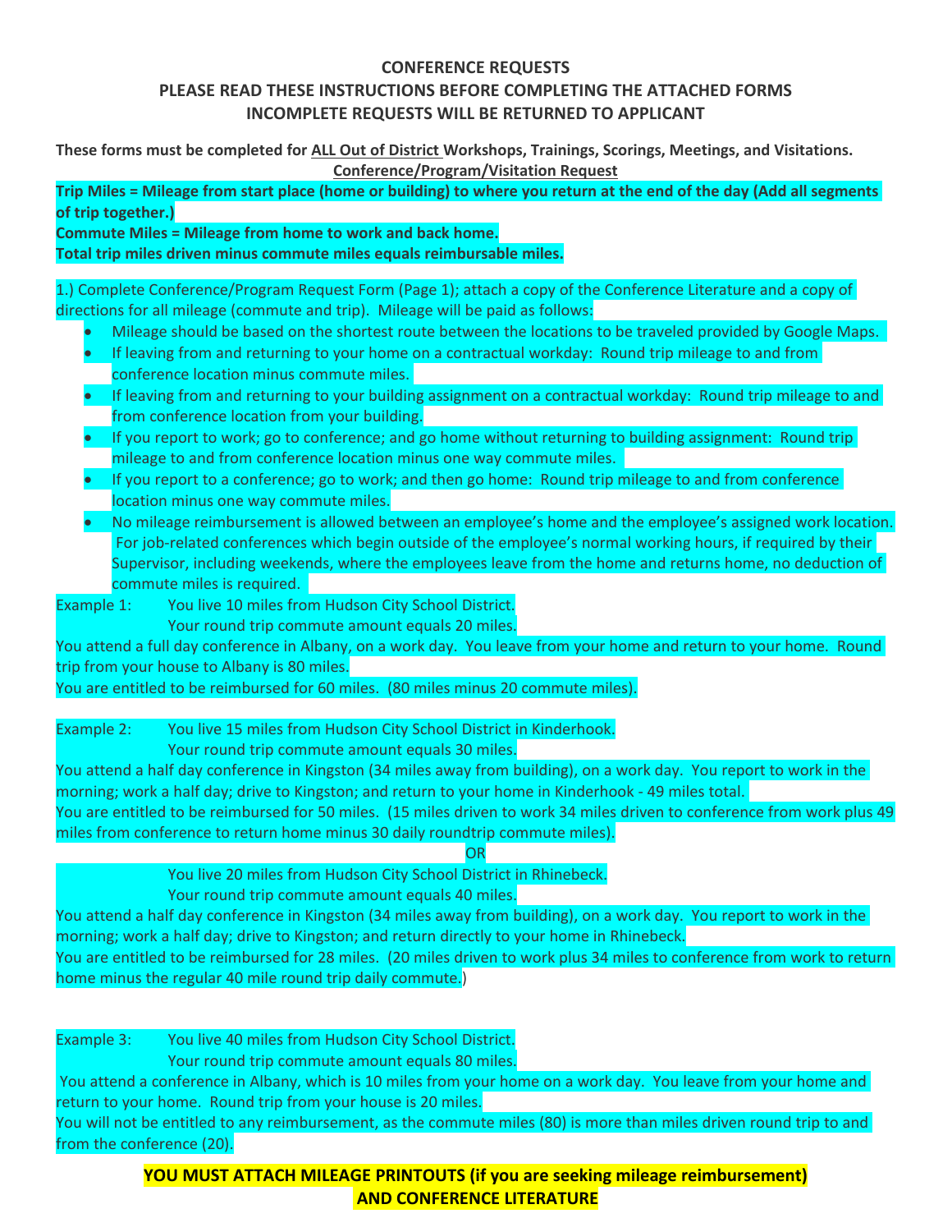**CONFERENCE REQUESTS**

**PLEASE READ THESE INSTRUCTIONS BEFORE COMPLETING THE ATTACHED FORMS**

**INCOMPLETE REQUESTS WILL BE RETURNED TO APPLICANT**

**These forms must be completed for ALL Out of District Workshops, Trainings, Scorings, Meetings, and Visitations.**

**Conference/Program/Visitation Request**

**Trip Miles = Mileage from start place (home or building) to where you return at the end of the day (Add all segments of trip together.)**

**Commute Miles = Mileage from home to work and back home.**

**Total trip miles driven minus commute miles equals reimbursable miles.**

1.) Complete Conference/Program Request Form (Page 1); attach a copy of the Conference Literature and a copy of directions for all mileage (commute and trip). Mileage will be paid as follows:

- Mileage should be based on the shortest route between the locations to be traveled provided by Google Maps.
- If leaving from and returning to your home on a contractual workday: Round trip mileage to and from conference location minus commute miles.
- If leaving from and returning to your building assignment on a contractual workday: Round trip mileage to and from conference location from your building.
- If you report to work; go to conference; and go home without returning to building assignment: Round trip mileage to and from conference location minus one way commute miles.
- If you report to a conference; go to work; and then go home: Round trip mileage to and from conference location minus one way commute miles.
- No mileage reimbursement is allowed between an employee's home and the employee's assigned work location. For job-related conferences which begin outside of the employee's normal working hours, if required by their Supervisor, including weekends, where the employees leave from the home and returns home, no deduction of commute miles is required.

Example 1: You live 10 miles from Hudson City School District.
Your round trip commute amount equals 20 miles.
You attend a full day conference in Albany, on a work day. You leave from your home and return to your home. Round trip from your house to Albany is 80 miles.
You are entitled to be reimbursed for 60 miles. (80 miles minus 20 commute miles).

Example 2: You live 15 miles from Hudson City School District in Kinderhook.
Your round trip commute amount equals 30 miles.
You attend a half day conference in Kingston (34 miles away from building), on a work day. You report to work in the morning; work a half day; drive to Kingston; and return to your home in Kinderhook - 49 miles total.
You are entitled to be reimbursed for 50 miles. (15 miles driven to work 34 miles driven to conference from work plus 49 miles from conference to return home minus 30 daily roundtrip commute miles).

OR

You live 20 miles from Hudson City School District in Rhinebeck.
Your round trip commute amount equals 40 miles.
You attend a half day conference in Kingston (34 miles away from building), on a work day. You report to work in the morning; work a half day; drive to Kingston; and return directly to your home in Rhinebeck.
You are entitled to be reimbursed for 28 miles. (20 miles driven to work plus 34 miles to conference from work to return home minus the regular 40 mile round trip daily commute.)

Example 3: You live 40 miles from Hudson City School District.
Your round trip commute amount equals 80 miles.
You attend a conference in Albany, which is 10 miles from your home on a work day. You leave from your home and return to your home. Round trip from your house is 20 miles.
You will not be entitled to any reimbursement, as the commute miles (80) is more than miles driven round trip to and from the conference (20).

**YOU MUST ATTACH MILEAGE PRINTOUTS (if you are seeking mileage reimbursement) AND CONFERENCE LITERATURE**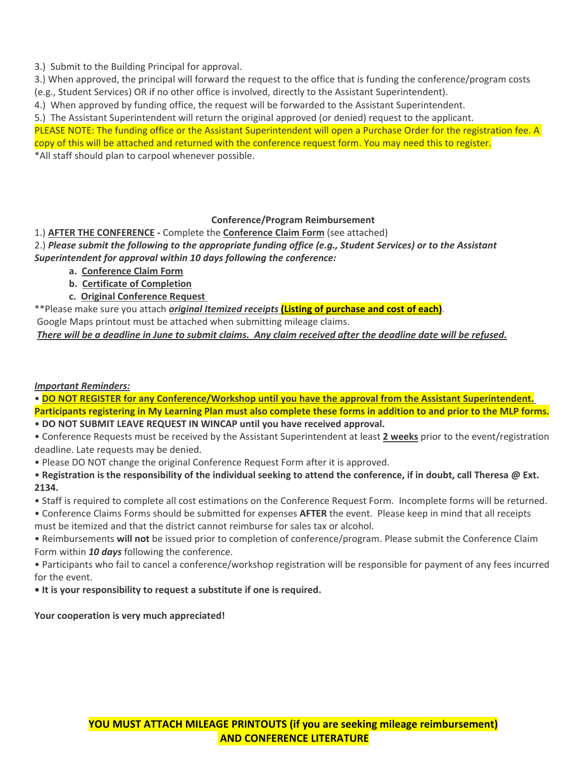3.) Submit to the Building Principal for approval.

3.) When approved, the principal will forward the request to the office that is funding the conference/program costs (e.g., Student Services) OR if no other office is involved, directly to the Assistant Superintendent).

4.) When approved by funding office, the request will be forwarded to the Assistant Superintendent.

5.) The Assistant Superintendent will return the original approved (or denied) request to the applicant.

PLEASE NOTE: The funding office or the Assistant Superintendent will open a Purchase Order for the registration fee. A copy of this will be attached and returned with the conference request form. You may need this to register.

*All staff should plan to carpool whenever possible.

**Conference/Program Reimbursement**

1.) **AFTER THE CONFERENCE -** Complete the **Conference Claim Form** (see attached)

2.) ***Please submit the following to the appropriate funding office (e.g., Student Services) or to the Assistant Superintendent for approval within 10 days following the conference:***

   a. **Conference Claim Form**
   b. **Certificate of Completion**
   c. **Original Conference Request**

**Please make sure you attach ***original Itemized receipts*** **(Listing of purchase and cost of each)**.

Google Maps printout must be attached when submitting mileage claims.

***There will be a deadline in June to submit claims. Any claim received after the deadline date will be refused.***

***Important Reminders:***

- **DO NOT REGISTER for any Conference/Workshop until you have the approval from the Assistant Superintendent. Participants registering in My Learning Plan must also complete these forms in addition to and prior to the MLP forms.**
- **DO NOT SUBMIT LEAVE REQUEST IN WINCAP until you have received approval.**
- Conference Requests must be received by the Assistant Superintendent at least **2 weeks** prior to the event/registration deadline. Late requests may be denied.
- Please DO NOT change the original Conference Request Form after it is approved.
- **Registration is the responsibility of the individual seeking to attend the conference, if in doubt, call Theresa @ Ext. 2134.**
- Staff is required to complete all cost estimations on the Conference Request Form. Incomplete forms will be returned.
- Conference Claims Forms should be submitted for expenses **AFTER** the event. Please keep in mind that all receipts must be itemized and that the district cannot reimburse for sales tax or alcohol.
- Reimbursements **will not** be issued prior to completion of conference/program. Please submit the Conference Claim Form within ***10 days*** following the conference.
- Participants who fail to cancel a conference/workshop registration will be responsible for payment of any fees incurred for the event.
- **It is your responsibility to request a substitute if one is required.**

**Your cooperation is very much appreciated!**

**YOU MUST ATTACH MILEAGE PRINTOUTS (if you are seeking mileage reimbursement) AND CONFERENCE LITERATURE**